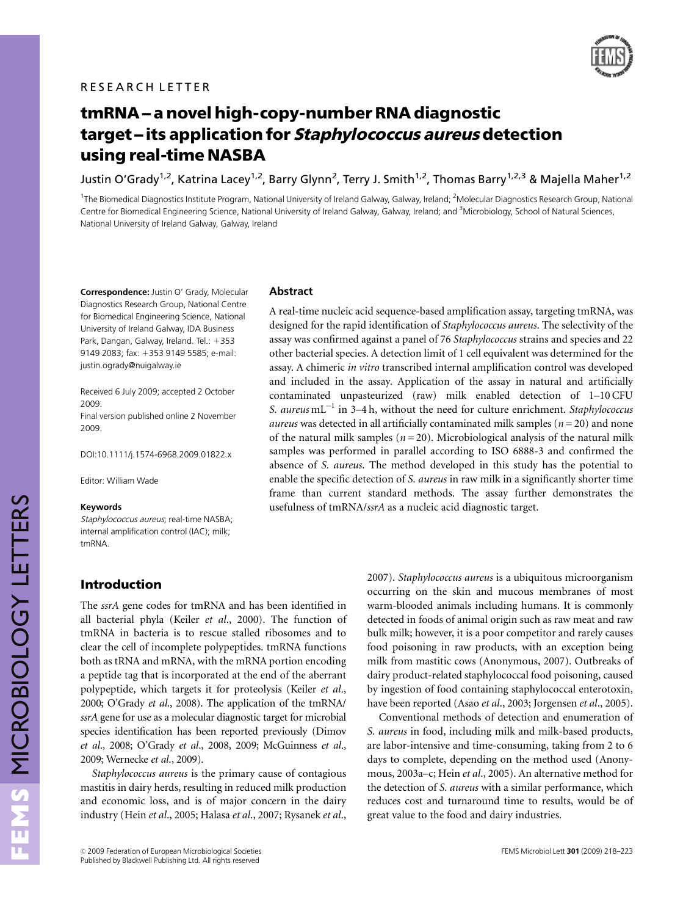RESEARCH LETTER

# tmRNA – a novel high-copy-number RNA diagnostic target – its application for *Staphylococcus aureus* detection using real-time NASBA

Justin O'Grady[1,2], Katrina Lacey[1,2], Barry Glynn[2], Terry J. Smith[1,2], Thomas Barry[1,2,3] & Majella Maher[1,2]

[1]The Biomedical Diagnostics Institute Program, National University of Ireland Galway, Galway, Ireland; [2]Molecular Diagnostics Research Group, National Centre for Biomedical Engineering Science, National University of Ireland Galway, Galway, Ireland; and [3]Microbiology, School of Natural Sciences, National University of Ireland Galway, Galway, Ireland

**Correspondence:** Justin O' Grady, Molecular Diagnostics Research Group, National Centre for Biomedical Engineering Science, National University of Ireland Galway, IDA Business Park, Dangan, Galway, Ireland. Tel.: +353 9149 2083; fax: +353 9149 5585; e-mail: justin.ogrady@nuigalway.ie

Received 6 July 2009; accepted 2 October 2009.
Final version published online 2 November 2009.

DOI:10.1111/j.1574-6968.2009.01822.x

Editor: William Wade

**Keywords**

*Staphylococcus aureus*; real-time NASBA; internal amplification control (IAC); milk; tmRNA.

## Abstract

A real-time nucleic acid sequence-based amplification assay, targeting tmRNA, was designed for the rapid identification of *Staphylococcus aureus*. The selectivity of the assay was confirmed against a panel of 76 *Staphylococcus* strains and species and 22 other bacterial species. A detection limit of 1 cell equivalent was determined for the assay. A chimeric *in vitro* transcribed internal amplification control was developed and included in the assay. Application of the assay in natural and artificially contaminated unpasteurized (raw) milk enabled detection of 1–10 CFU *S. aureus* $mL^{-1}$ in 3–4 h, without the need for culture enrichment. *Staphylococcus aureus* was detected in all artificially contaminated milk samples ($n = 20$) and none of the natural milk samples ($n = 20$). Microbiological analysis of the natural milk samples was performed in parallel according to ISO 6888-3 and confirmed the absence of *S. aureus*. The method developed in this study has the potential to enable the specific detection of *S. aureus* in raw milk in a significantly shorter time frame than current standard methods. The assay further demonstrates the usefulness of tmRNA/*ssrA* as a nucleic acid diagnostic target.

## Introduction

The *ssrA* gene codes for tmRNA and has been identified in all bacterial phyla (Keiler *et al*., 2000). The function of tmRNA in bacteria is to rescue stalled ribosomes and to clear the cell of incomplete polypeptides. tmRNA functions both as tRNA and mRNA, with the mRNA portion encoding a peptide tag that is incorporated at the end of the aberrant polypeptide, which targets it for proteolysis (Keiler *et al*., 2000; O'Grady *et al*., 2008). The application of the tmRNA/*ssrA* gene for use as a molecular diagnostic target for microbial species identification has been reported previously (Dimov *et al*., 2008; O'Grady *et al*., 2008, 2009; McGuinness *et al*., 2009; Wernecke *et al*., 2009).

*Staphylococcus aureus* is the primary cause of contagious mastitis in dairy herds, resulting in reduced milk production and economic loss, and is of major concern in the dairy industry (Hein *et al*., 2005; Halasa *et al*., 2007; Rysanek *et al*., 2007). *Staphylococcus aureus* is a ubiquitous microorganism occurring on the skin and mucous membranes of most warm-blooded animals including humans. It is commonly detected in foods of animal origin such as raw meat and raw bulk milk; however, it is a poor competitor and rarely causes food poisoning in raw products, with an exception being milk from mastitic cows (Anonymous, 2007). Outbreaks of dairy product-related staphylococcal food poisoning, caused by ingestion of food containing staphylococcal enterotoxin, have been reported (Asao *et al*., 2003; Jorgensen *et al*., 2005).

Conventional methods of detection and enumeration of *S. aureus* in food, including milk and milk-based products, are labor-intensive and time-consuming, taking from 2 to 6 days to complete, depending on the method used (Anonymous, 2003a–c; Hein *et al*., 2005). An alternative method for the detection of *S. aureus* with a similar performance, which reduces cost and turnaround time to results, would be of great value to the food and dairy industries.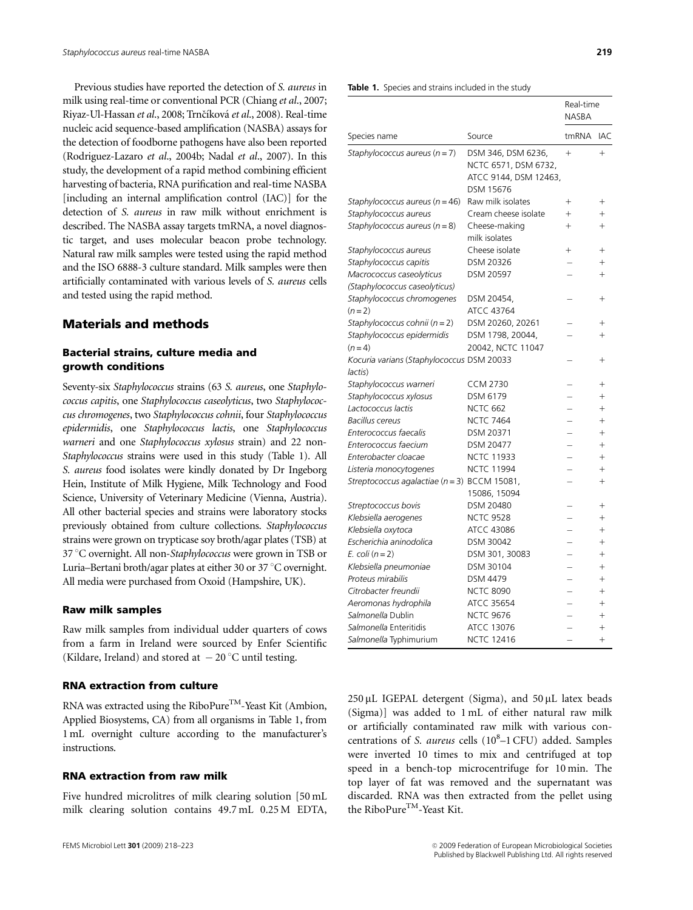Previous studies have reported the detection of *S. aureus* in milk using real-time or conventional PCR (Chiang *et al*., 2007; Riyaz-Ul-Hassan *et al*., 2008; Trnčíková *et al*., 2008). Real-time nucleic acid sequence-based amplification (NASBA) assays for the detection of foodborne pathogens have also been reported (Rodriguez-Lazaro *et al*., 2004b; Nadal *et al*., 2007). In this study, the development of a rapid method combining efficient harvesting of bacteria, RNA purification and real-time NASBA [including an internal amplification control (IAC)] for the detection of *S. aureus* in raw milk without enrichment is described. The NASBA assay targets tmRNA, a novel diagnostic target, and uses molecular beacon probe technology. Natural raw milk samples were tested using the rapid method and the ISO 6888-3 culture standard. Milk samples were then artificially contaminated with various levels of *S. aureus* cells and tested using the rapid method.

## Materials and methods

### Bacterial strains, culture media and growth conditions

Seventy-six *Staphylococcus* strains (63 *S. aureus*, one *Staphylococcus capitis*, one *Staphylococcus caseolyticus*, two *Staphylococcus chromogenes*, two *Staphylococcus cohnii*, four *Staphylococcus epidermidis*, one *Staphylococcus lactis*, one *Staphylococcus warneri* and one *Staphylococcus xylosus* strain) and 22 non-*Staphylococcus* strains were used in this study (Table 1). All *S. aureus* food isolates were kindly donated by Dr Ingeborg Hein, Institute of Milk Hygiene, Milk Technology and Food Science, University of Veterinary Medicine (Vienna, Austria). All other bacterial species and strains were laboratory stocks previously obtained from culture collections. *Staphylococcus* strains were grown on trypticase soy broth/agar plates (TSB) at 37 °C overnight. All non-*Staphylococcus* were grown in TSB or Luria–Bertani broth/agar plates at either 30 or 37 °C overnight. All media were purchased from Oxoid (Hampshire, UK).

### Raw milk samples

Raw milk samples from individual udder quarters of cows from a farm in Ireland were sourced by Enfer Scientific (Kildare, Ireland) and stored at −20 °C until testing.

### RNA extraction from culture

RNA was extracted using the RiboPure™-Yeast Kit (Ambion, Applied Biosystems, CA) from all organisms in Table 1, from 1 mL overnight culture according to the manufacturer's instructions.

### RNA extraction from raw milk

Five hundred microlitres of milk clearing solution [50 mL milk clearing solution contains 49.7 mL 0.25 M EDTA, 250 μL IGEPAL detergent (Sigma), and 50 μL latex beads (Sigma)] was added to 1 mL of either natural raw milk or artificially contaminated raw milk with various concentrations of *S. aureus* cells ($10^8$–1 CFU) added. Samples were inverted 10 times to mix and centrifuged at top speed in a bench-top microcentrifuge for 10 min. The top layer of fat was removed and the supernatant was discarded. RNA was then extracted from the pellet using the RiboPure™-Yeast Kit.

**Table 1.** Species and strains included in the study

| Species name | Source | Real-time NASBA | |
|---|---|---|---|
| | | tmRNA | IAC |
| *Staphylococcus aureus* (n = 7) | DSM 346, DSM 6236, NCTC 6571, DSM 6732, ATCC 9144, DSM 12463, DSM 15676 | + | + |
| *Staphylococcus aureus* (n = 46) | Raw milk isolates | + | + |
| *Staphylococcus aureus* | Cream cheese isolate | + | + |
| *Staphylococcus aureus* (n = 8) | Cheese-making milk isolates | + | + |
| *Staphylococcus aureus* | Cheese isolate | + | + |
| *Staphylococcus capitis* | DSM 20326 | – | + |
| *Macrococcus caseolyticus* (*Staphylococcus caseolyticus*) | DSM 20597 | – | + |
| *Staphylococcus chromogenes* (n = 2) | DSM 20454, ATCC 43764 | – | + |
| *Staphylococcus cohnii* (n = 2) | DSM 20260, 20261 | – | + |
| *Staphylococcus epidermidis* (n = 4) | DSM 1798, 20044, 20042, NCTC 11047 | – | + |
| *Kocuria varians* (*Staphylococcus lactis*) | DSM 20033 | – | + |
| *Staphylococcus warneri* | CCM 2730 | – | + |
| *Staphylococcus xylosus* | DSM 6179 | – | + |
| *Lactococcus lactis* | NCTC 662 | – | + |
| *Bacillus cereus* | NCTC 7464 | – | + |
| *Enterococcus faecalis* | DSM 20371 | – | + |
| *Enterococcus faecium* | DSM 20477 | – | + |
| *Enterobacter cloacae* | NCTC 11933 | – | + |
| *Listeria monocytogenes* | NCTC 11994 | – | + |
| *Streptococcus agalactiae* (n = 3) | BCCM 15081, 15086, 15094 | – | + |
| *Streptococcus bovis* | DSM 20480 | – | + |
| *Klebsiella aerogenes* | NCTC 9528 | – | + |
| *Klebsiella oxytoca* | ATCC 43086 | – | + |
| *Escherichia aninodolica* | DSM 30042 | – | + |
| *E. coli* (n = 2) | DSM 301, 30083 | – | + |
| *Klebsiella pneumoniae* | DSM 30104 | – | + |
| *Proteus mirabilis* | DSM 4479 | – | + |
| *Citrobacter freundii* | NCTC 8090 | – | + |
| *Aeromonas hydrophila* | ATCC 35654 | – | + |
| *Salmonella* Dublin | NCTC 9676 | – | + |
| *Salmonella* Enteritidis | ATCC 13076 | – | + |
| *Salmonella* Typhimurium | NCTC 12416 | – | + |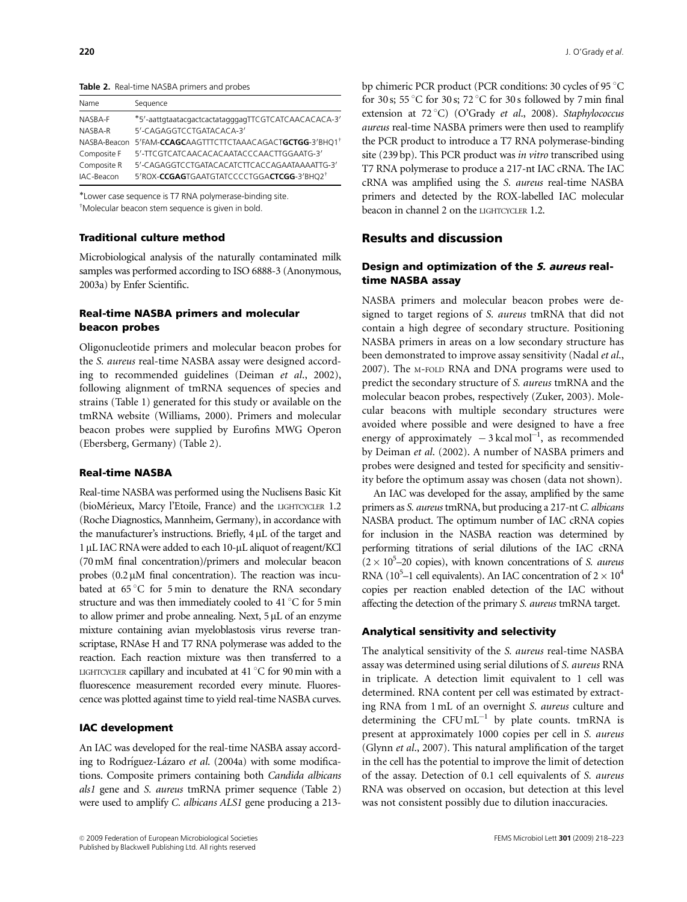**Table 2.** Real-time NASBA primers and probes

| Name | Sequence |
|---|---|
| NASBA-F | *5′-aattgtaatacgactcactatagggagTTCGTCATCAACACACA-3′ |
| NASBA-R | 5′-CAGAGGTCCTGATACACA-3′ |
| NASBA-Beacon | 5′FAM-**CCAGC**AAGTTTCTTCTAAACAGACT**GCTGG**-3′BHQ1† |
| Composite F | 5′-TTCGTCATCAACACACAATACCCAACTTGGAATG-3′ |
| Composite R | 5′-CAGAGGTCCTGATACACATCTTCACCAGAATAAAATTG-3′ |
| IAC-Beacon | 5′ROX-**CCGAG**TGAATGTATCCCCTGGA**CTCGG**-3′BHQ2† |

*Lower case sequence is T7 RNA polymerase-binding site.
†Molecular beacon stem sequence is given in bold.

### Traditional culture method

Microbiological analysis of the naturally contaminated milk samples was performed according to ISO 6888-3 (Anonymous, 2003a) by Enfer Scientific.

### Real-time NASBA primers and molecular beacon probes

Oligonucleotide primers and molecular beacon probes for the *S. aureus* real-time NASBA assay were designed according to recommended guidelines (Deiman *et al.*, 2002), following alignment of tmRNA sequences of species and strains (Table 1) generated for this study or available on the tmRNA website (Williams, 2000). Primers and molecular beacon probes were supplied by Eurofins MWG Operon (Ebersberg, Germany) (Table 2).

### Real-time NASBA

Real-time NASBA was performed using the Nuclisens Basic Kit (bioMérieux, Marcy l'Etoile, France) and the LIGHTCYCLER 1.2 (Roche Diagnostics, Mannheim, Germany), in accordance with the manufacturer's instructions. Briefly, 4 μL of the target and 1 μL IAC RNA were added to each 10-μL aliquot of reagent/KCl (70 mM final concentration)/primers and molecular beacon probes (0.2 μM final concentration). The reaction was incubated at 65 °C for 5 min to denature the RNA secondary structure and was then immediately cooled to 41 °C for 5 min to allow primer and probe annealing. Next, 5 μL of an enzyme mixture containing avian myeloblastosis virus reverse transcriptase, RNAse H and T7 RNA polymerase was added to the reaction. Each reaction mixture was then transferred to a LIGHTCYCLER capillary and incubated at 41 °C for 90 min with a fluorescence measurement recorded every minute. Fluorescence was plotted against time to yield real-time NASBA curves.

### IAC development

An IAC was developed for the real-time NASBA assay according to Rodríguez-Lázaro *et al.* (2004a) with some modifications. Composite primers containing both *Candida albicans als1* gene and *S. aureus* tmRNA primer sequence (Table 2) were used to amplify *C. albicans ALS1* gene producing a 213-bp chimeric PCR product (PCR conditions: 30 cycles of 95 °C for 30 s; 55 °C for 30 s; 72 °C for 30 s followed by 7 min final extension at 72 °C) (O'Grady *et al.*, 2008). *Staphylococcus aureus* real-time NASBA primers were then used to reamplify the PCR product to introduce a T7 RNA polymerase-binding site (239 bp). This PCR product was *in vitro* transcribed using T7 RNA polymerase to produce a 217-nt IAC cRNA. The IAC cRNA was amplified using the *S. aureus* real-time NASBA primers and detected by the ROX-labelled IAC molecular beacon in channel 2 on the LIGHTCYCLER 1.2.

## Results and discussion

### Design and optimization of the *S. aureus* real-time NASBA assay

NASBA primers and molecular beacon probes were designed to target regions of *S. aureus* tmRNA that did not contain a high degree of secondary structure. Positioning NASBA primers in areas on a low secondary structure has been demonstrated to improve assay sensitivity (Nadal *et al.*, 2007). The M-FOLD RNA and DNA programs were used to predict the secondary structure of *S. aureus* tmRNA and the molecular beacon probes, respectively (Zuker, 2003). Molecular beacons with multiple secondary structures were avoided where possible and were designed to have a free energy of approximately $-3\ \mathrm{kcal\ mol^{-1}}$, as recommended by Deiman *et al.* (2002). A number of NASBA primers and probes were designed and tested for specificity and sensitivity before the optimum assay was chosen (data not shown).

An IAC was developed for the assay, amplified by the same primers as *S. aureus* tmRNA, but producing a 217-nt *C. albicans* NASBA product. The optimum number of IAC cRNA copies for inclusion in the NASBA reaction was determined by performing titrations of serial dilutions of the IAC cRNA ($2 \times 10^5$–20 copies), with known concentrations of *S. aureus* RNA ($10^5$–1 cell equivalents). An IAC concentration of $2 \times 10^4$ copies per reaction enabled detection of the IAC without affecting the detection of the primary *S. aureus* tmRNA target.

### Analytical sensitivity and selectivity

The analytical sensitivity of the *S. aureus* real-time NASBA assay was determined using serial dilutions of *S. aureus* RNA in triplicate. A detection limit equivalent to 1 cell was determined. RNA content per cell was estimated by extracting RNA from 1 mL of an overnight *S. aureus* culture and determining the $\mathrm{CFU\ mL^{-1}}$ by plate counts. tmRNA is present at approximately 1000 copies per cell in *S. aureus* (Glynn *et al.*, 2007). This natural amplification of the target in the cell has the potential to improve the limit of detection of the assay. Detection of 0.1 cell equivalents of *S. aureus* RNA was observed on occasion, but detection at this level was not consistent possibly due to dilution inaccuracies.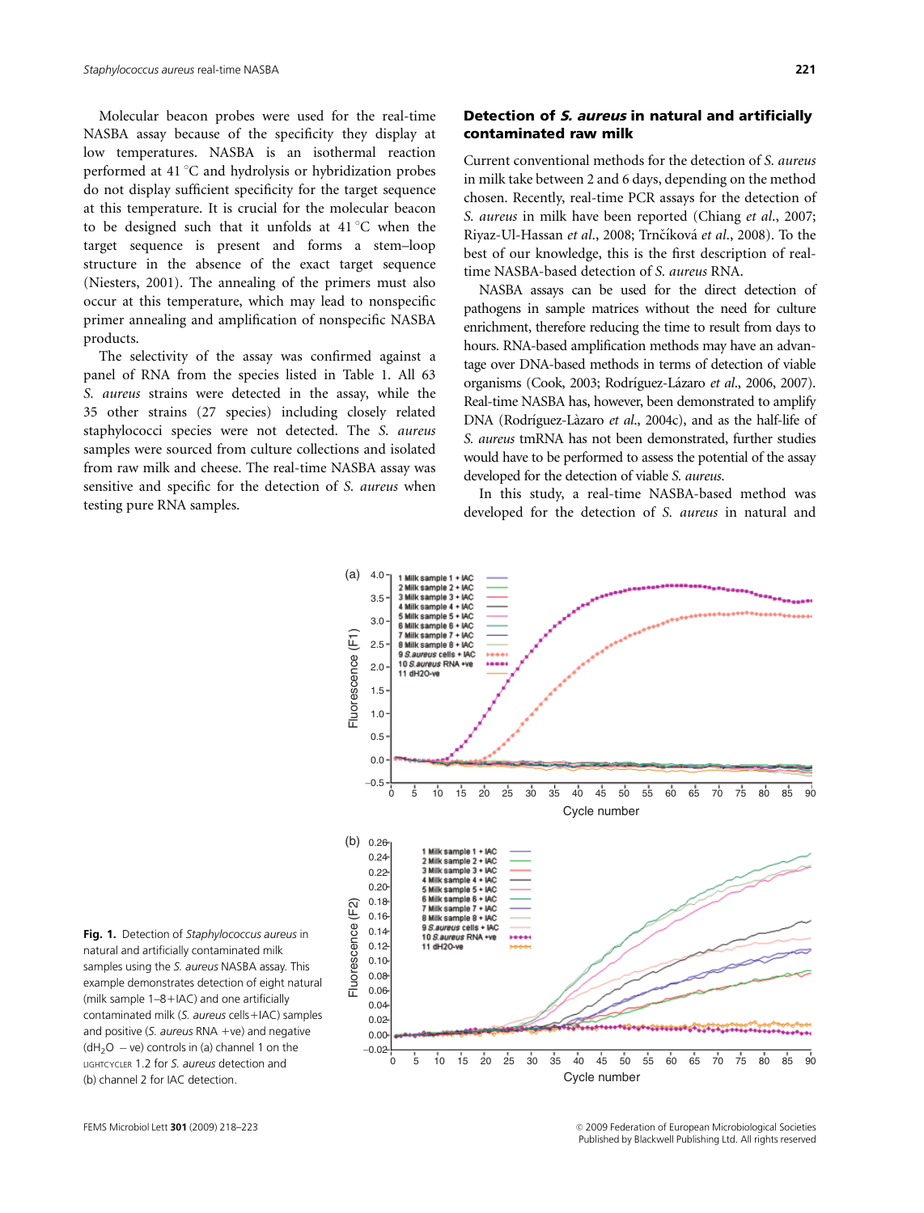Molecular beacon probes were used for the real-time NASBA assay because of the specificity they display at low temperatures. NASBA is an isothermal reaction performed at 41 °C and hydrolysis or hybridization probes do not display sufficient specificity for the target sequence at this temperature. It is crucial for the molecular beacon to be designed such that it unfolds at 41 °C when the target sequence is present and forms a stem–loop structure in the absence of the exact target sequence (Niesters, 2001). The annealing of the primers must also occur at this temperature, which may lead to nonspecific primer annealing and amplification of nonspecific NASBA products.

The selectivity of the assay was confirmed against a panel of RNA from the species listed in Table 1. All 63 *S. aureus* strains were detected in the assay, while the 35 other strains (27 species) including closely related staphylococci species were not detected. The *S. aureus* samples were sourced from culture collections and isolated from raw milk and cheese. The real-time NASBA assay was sensitive and specific for the detection of *S. aureus* when testing pure RNA samples.

## Detection of *S. aureus* in natural and artificially contaminated raw milk

Current conventional methods for the detection of *S. aureus* in milk take between 2 and 6 days, depending on the method chosen. Recently, real-time PCR assays for the detection of *S. aureus* in milk have been reported (Chiang *et al.*, 2007; Riyaz-Ul-Hassan *et al.*, 2008; Trnčíková *et al.*, 2008). To the best of our knowledge, this is the first description of real-time NASBA-based detection of *S. aureus* RNA.

NASBA assays can be used for the direct detection of pathogens in sample matrices without the need for culture enrichment, therefore reducing the time to result from days to hours. RNA-based amplification methods may have an advantage over DNA-based methods in terms of detection of viable organisms (Cook, 2003; Rodríguez-Lázaro *et al.*, 2006, 2007). Real-time NASBA has, however, been demonstrated to amplify DNA (Rodríguez-Làzaro *et al.*, 2004c), and as the half-life of *S. aureus* tmRNA has not been demonstrated, further studies would have to be performed to assess the potential of the assay developed for the detection of viable *S. aureus*.

In this study, a real-time NASBA-based method was developed for the detection of *S. aureus* in natural and

**Fig. 1.** Detection of *Staphylococcus aureus* in natural and artificially contaminated milk samples using the *S. aureus* NASBA assay. This example demonstrates detection of eight natural (milk sample 1–8+IAC) and one artificially contaminated milk (*S. aureus* cells+IAC) samples and positive (*S. aureus* RNA +ve) and negative ($dH_2O$ −ve) controls in (a) channel 1 on the LIGHTCYCLER 1.2 for *S. aureus* detection and (b) channel 2 for IAC detection.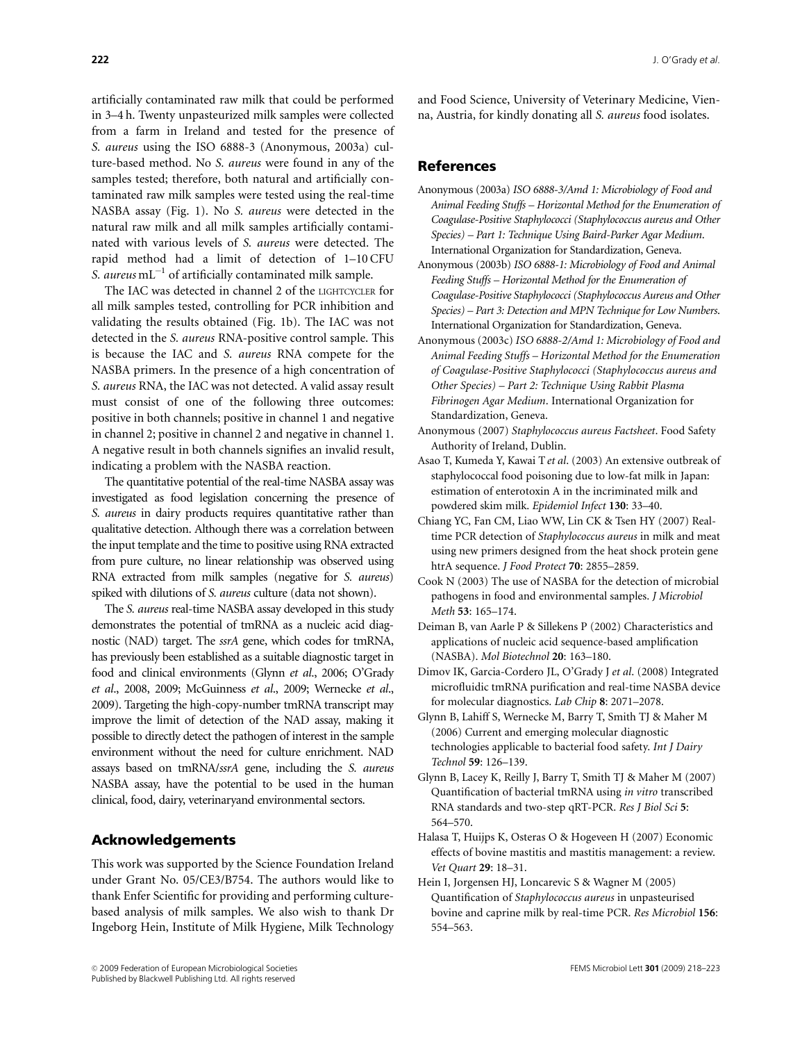artificially contaminated raw milk that could be performed in 3–4 h. Twenty unpasteurized milk samples were collected from a farm in Ireland and tested for the presence of *S. aureus* using the ISO 6888-3 (Anonymous, 2003a) culture-based method. No *S. aureus* were found in any of the samples tested; therefore, both natural and artificially contaminated raw milk samples were tested using the real-time NASBA assay (Fig. 1). No *S. aureus* were detected in the natural raw milk and all milk samples artificially contaminated with various levels of *S. aureus* were detected. The rapid method had a limit of detection of 1–10 CFU *S. aureus* $mL^{-1}$ of artificially contaminated milk sample.

The IAC was detected in channel 2 of the LIGHTCYCLER for all milk samples tested, controlling for PCR inhibition and validating the results obtained (Fig. 1b). The IAC was not detected in the *S. aureus* RNA-positive control sample. This is because the IAC and *S. aureus* RNA compete for the NASBA primers. In the presence of a high concentration of *S. aureus* RNA, the IAC was not detected. A valid assay result must consist of one of the following three outcomes: positive in both channels; positive in channel 1 and negative in channel 2; positive in channel 2 and negative in channel 1. A negative result in both channels signifies an invalid result, indicating a problem with the NASBA reaction.

The quantitative potential of the real-time NASBA assay was investigated as food legislation concerning the presence of *S. aureus* in dairy products requires quantitative rather than qualitative detection. Although there was a correlation between the input template and the time to positive using RNA extracted from pure culture, no linear relationship was observed using RNA extracted from milk samples (negative for *S. aureus*) spiked with dilutions of *S. aureus* culture (data not shown).

The *S. aureus* real-time NASBA assay developed in this study demonstrates the potential of tmRNA as a nucleic acid diagnostic (NAD) target. The *ssrA* gene, which codes for tmRNA, has previously been established as a suitable diagnostic target in food and clinical environments (Glynn *et al*., 2006; O'Grady *et al*., 2008, 2009; McGuinness *et al*., 2009; Wernecke *et al*., 2009). Targeting the high-copy-number tmRNA transcript may improve the limit of detection of the NAD assay, making it possible to directly detect the pathogen of interest in the sample environment without the need for culture enrichment. NAD assays based on tmRNA/*ssrA* gene, including the *S. aureus* NASBA assay, have the potential to be used in the human clinical, food, dairy, veterinaryand environmental sectors.

## Acknowledgements

This work was supported by the Science Foundation Ireland under Grant No. 05/CE3/B754. The authors would like to thank Enfer Scientific for providing and performing culture-based analysis of milk samples. We also wish to thank Dr Ingeborg Hein, Institute of Milk Hygiene, Milk Technology and Food Science, University of Veterinary Medicine, Vienna, Austria, for kindly donating all *S. aureus* food isolates.

## References

Anonymous (2003a) *ISO 6888-3/Amd 1: Microbiology of Food and Animal Feeding Stuffs – Horizontal Method for the Enumeration of Coagulase-Positive Staphylococci (Staphylococcus aureus and Other Species) – Part 1: Technique Using Baird-Parker Agar Medium*. International Organization for Standardization, Geneva.

Anonymous (2003b) *ISO 6888-1: Microbiology of Food and Animal Feeding Stuffs – Horizontal Method for the Enumeration of Coagulase-Positive Staphylococci (Staphylococcus Aureus and Other Species) – Part 3: Detection and MPN Technique for Low Numbers*. International Organization for Standardization, Geneva.

Anonymous (2003c) *ISO 6888-2/Amd 1: Microbiology of Food and Animal Feeding Stuffs – Horizontal Method for the Enumeration of Coagulase-Positive Staphylococci (Staphylococcus aureus and Other Species) – Part 2: Technique Using Rabbit Plasma Fibrinogen Agar Medium*. International Organization for Standardization, Geneva.

Anonymous (2007) *Staphylococcus aureus Factsheet*. Food Safety Authority of Ireland, Dublin.

Asao T, Kumeda Y, Kawai T *et al*. (2003) An extensive outbreak of staphylococcal food poisoning due to low-fat milk in Japan: estimation of enterotoxin A in the incriminated milk and powdered skim milk. *Epidemiol Infect* **130**: 33–40.

Chiang YC, Fan CM, Liao WW, Lin CK & Tsen HY (2007) Real-time PCR detection of *Staphylococcus aureus* in milk and meat using new primers designed from the heat shock protein gene htrA sequence. *J Food Protect* **70**: 2855–2859.

Cook N (2003) The use of NASBA for the detection of microbial pathogens in food and environmental samples. *J Microbiol Meth* **53**: 165–174.

Deiman B, van Aarle P & Sillekens P (2002) Characteristics and applications of nucleic acid sequence-based amplification (NASBA). *Mol Biotechnol* **20**: 163–180.

Dimov IK, Garcia-Cordero JL, O'Grady J *et al*. (2008) Integrated microfluidic tmRNA purification and real-time NASBA device for molecular diagnostics. *Lab Chip* **8**: 2071–2078.

Glynn B, Lahiff S, Wernecke M, Barry T, Smith TJ & Maher M (2006) Current and emerging molecular diagnostic technologies applicable to bacterial food safety. *Int J Dairy Technol* **59**: 126–139.

Glynn B, Lacey K, Reilly J, Barry T, Smith TJ & Maher M (2007) Quantification of bacterial tmRNA using *in vitro* transcribed RNA standards and two-step qRT-PCR. *Res J Biol Sci* **5**: 564–570.

Halasa T, Huijps K, Osteras O & Hogeveen H (2007) Economic effects of bovine mastitis and mastitis management: a review. *Vet Quart* **29**: 18–31.

Hein I, Jorgensen HJ, Loncarevic S & Wagner M (2005) Quantification of *Staphylococcus aureus* in unpasteurised bovine and caprine milk by real-time PCR. *Res Microbiol* **156**: 554–563.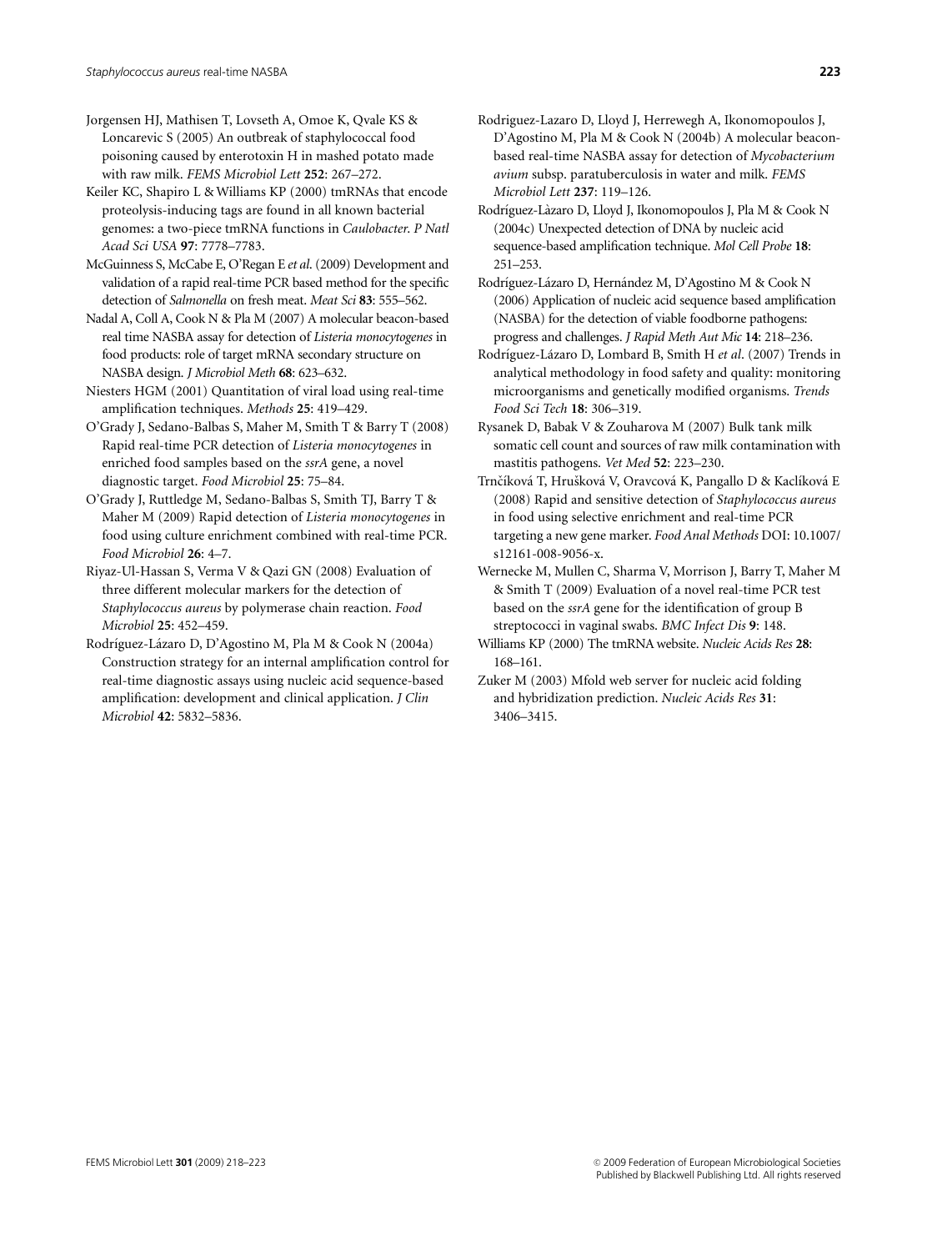Jorgensen HJ, Mathisen T, Lovseth A, Omoe K, Qvale KS & Loncarevic S (2005) An outbreak of staphylococcal food poisoning caused by enterotoxin H in mashed potato made with raw milk. *FEMS Microbiol Lett* **252**: 267–272.

Keiler KC, Shapiro L & Williams KP (2000) tmRNAs that encode proteolysis-inducing tags are found in all known bacterial genomes: a two-piece tmRNA functions in *Caulobacter*. *P Natl Acad Sci USA* **97**: 7778–7783.

McGuinness S, McCabe E, O'Regan E *et al*. (2009) Development and validation of a rapid real-time PCR based method for the specific detection of *Salmonella* on fresh meat. *Meat Sci* **83**: 555–562.

Nadal A, Coll A, Cook N & Pla M (2007) A molecular beacon-based real time NASBA assay for detection of *Listeria monocytogenes* in food products: role of target mRNA secondary structure on NASBA design. *J Microbiol Meth* **68**: 623–632.

Niesters HGM (2001) Quantitation of viral load using real-time amplification techniques. *Methods* **25**: 419–429.

O'Grady J, Sedano-Balbas S, Maher M, Smith T & Barry T (2008) Rapid real-time PCR detection of *Listeria monocytogenes* in enriched food samples based on the *ssrA* gene, a novel diagnostic target. *Food Microbiol* **25**: 75–84.

O'Grady J, Ruttledge M, Sedano-Balbas S, Smith TJ, Barry T & Maher M (2009) Rapid detection of *Listeria monocytogenes* in food using culture enrichment combined with real-time PCR. *Food Microbiol* **26**: 4–7.

Riyaz-Ul-Hassan S, Verma V & Qazi GN (2008) Evaluation of three different molecular markers for the detection of *Staphylococcus aureus* by polymerase chain reaction. *Food Microbiol* **25**: 452–459.

Rodríguez-Lázaro D, D'Agostino M, Pla M & Cook N (2004a) Construction strategy for an internal amplification control for real-time diagnostic assays using nucleic acid sequence-based amplification: development and clinical application. *J Clin Microbiol* **42**: 5832–5836.

Rodriguez-Lazaro D, Lloyd J, Herrewegh A, Ikonomopoulos J, D'Agostino M, Pla M & Cook N (2004b) A molecular beacon-based real-time NASBA assay for detection of *Mycobacterium avium* subsp. paratuberculosis in water and milk. *FEMS Microbiol Lett* **237**: 119–126.

Rodríguez-Làzaro D, Lloyd J, Ikonomopoulos J, Pla M & Cook N (2004c) Unexpected detection of DNA by nucleic acid sequence-based amplification technique. *Mol Cell Probe* **18**: 251–253.

Rodríguez-Lázaro D, Hernández M, D'Agostino M & Cook N (2006) Application of nucleic acid sequence based amplification (NASBA) for the detection of viable foodborne pathogens: progress and challenges. *J Rapid Meth Aut Mic* **14**: 218–236.

Rodríguez-Lázaro D, Lombard B, Smith H *et al*. (2007) Trends in analytical methodology in food safety and quality: monitoring microorganisms and genetically modified organisms. *Trends Food Sci Tech* **18**: 306–319.

Rysanek D, Babak V & Zouharova M (2007) Bulk tank milk somatic cell count and sources of raw milk contamination with mastitis pathogens. *Vet Med* **52**: 223–230.

Trnčíková T, Hrušková V, Oravcová K, Pangallo D & Kaclíková E (2008) Rapid and sensitive detection of *Staphylococcus aureus* in food using selective enrichment and real-time PCR targeting a new gene marker. *Food Anal Methods* DOI: 10.1007/s12161-008-9056-x.

Wernecke M, Mullen C, Sharma V, Morrison J, Barry T, Maher M & Smith T (2009) Evaluation of a novel real-time PCR test based on the *ssrA* gene for the identification of group B streptococci in vaginal swabs. *BMC Infect Dis* **9**: 148.

Williams KP (2000) The tmRNA website. *Nucleic Acids Res* **28**: 168–161.

Zuker M (2003) Mfold web server for nucleic acid folding and hybridization prediction. *Nucleic Acids Res* **31**: 3406–3415.